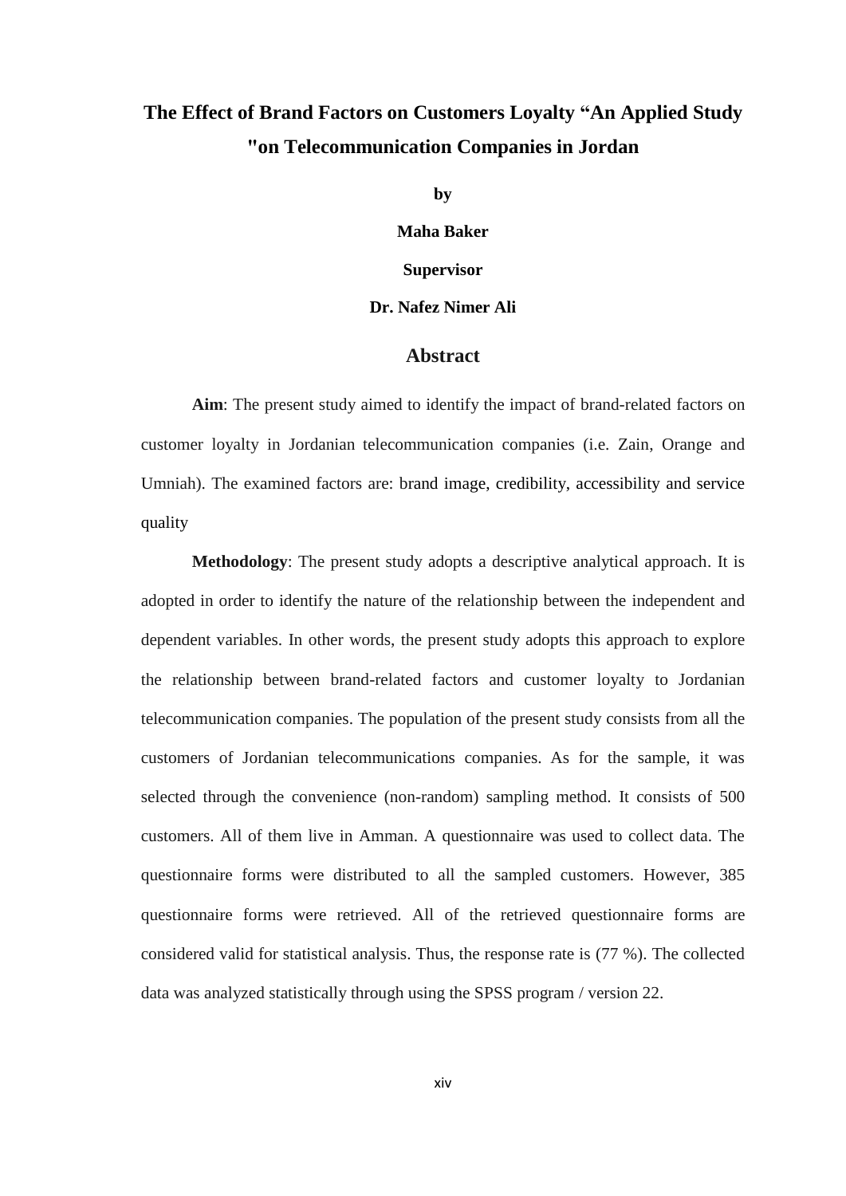# The Effect of Brand Factors on Customers Loyalty "An Applied Study "on Telecommunication Companies in Jordan

**by**

**Maha Baker**

**Supervisor**

**Dr. Nafez Nimer Ali**

## Abstract

**Aim**: The present study aimed to identify the impact of brand-related factors on customer loyalty in Jordanian telecommunication companies (i.e. Zain, Orange and Umniah). The examined factors are: brand image, credibility, accessibility and service quality

**Methodology**: The present study adopts a descriptive analytical approach. It is adopted in order to identify the nature of the relationship between the independent and dependent variables. In other words, the present study adopts this approach to explore the relationship between brand-related factors and customer loyalty to Jordanian telecommunication companies. The population of the present study consists from all the customers of Jordanian telecommunications companies. As for the sample, it was selected through the convenience (non-random) sampling method. It consists of 500 customers. All of them live in Amman. A questionnaire was used to collect data. The questionnaire forms were distributed to all the sampled customers. However, 385 questionnaire forms were retrieved. All of the retrieved questionnaire forms are considered valid for statistical analysis. Thus, the response rate is (77 %). The collected data was analyzed statistically through using the SPSS program / version 22.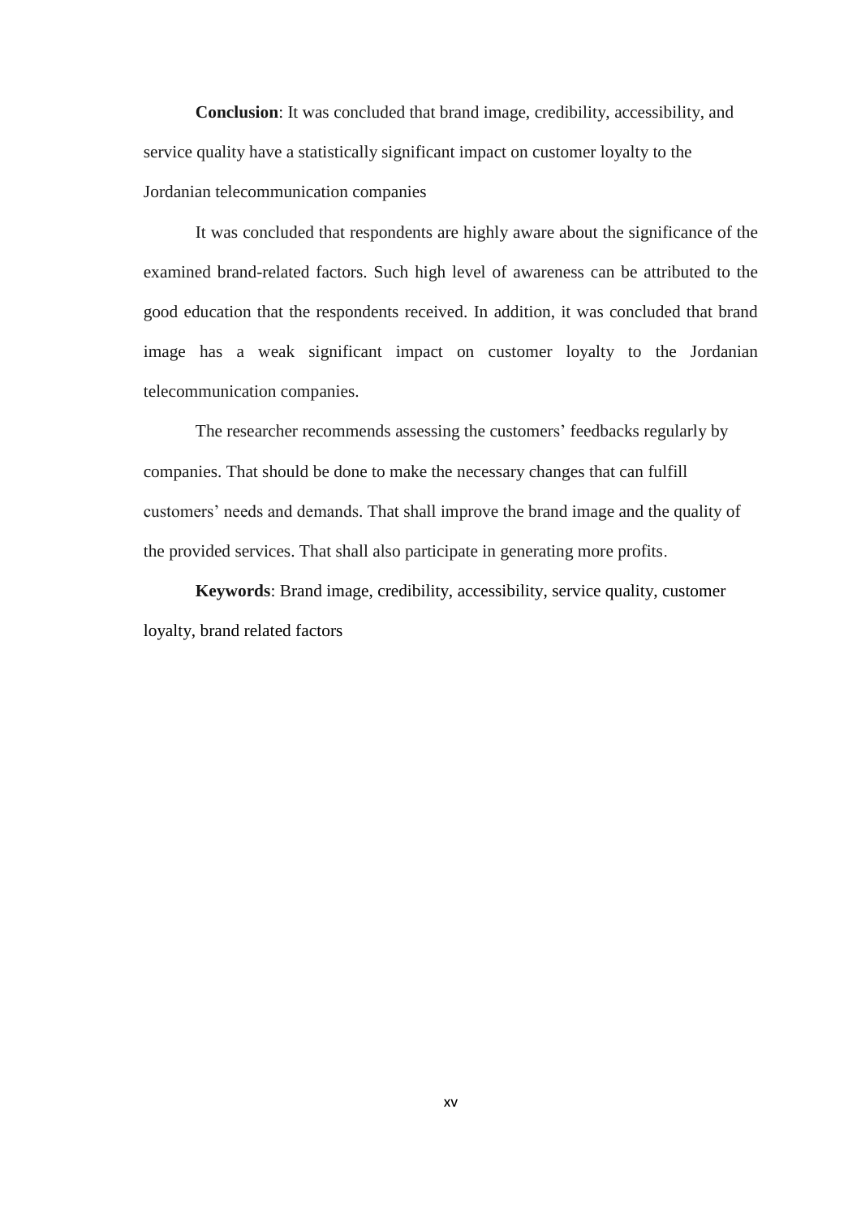**Conclusion**: It was concluded that brand image, credibility, accessibility, and service quality have a statistically significant impact on customer loyalty to the Jordanian telecommunication companies

It was concluded that respondents are highly aware about the significance of the examined brand-related factors. Such high level of awareness can be attributed to the good education that the respondents received. In addition, it was concluded that brand image has a weak significant impact on customer loyalty to the Jordanian telecommunication companies.

The researcher recommends assessing the customers' feedbacks regularly by companies. That should be done to make the necessary changes that can fulfill customers' needs and demands. That shall improve the brand image and the quality of the provided services. That shall also participate in generating more profits.

**Keywords**: Brand image, credibility, accessibility, service quality, customer loyalty, brand related factors